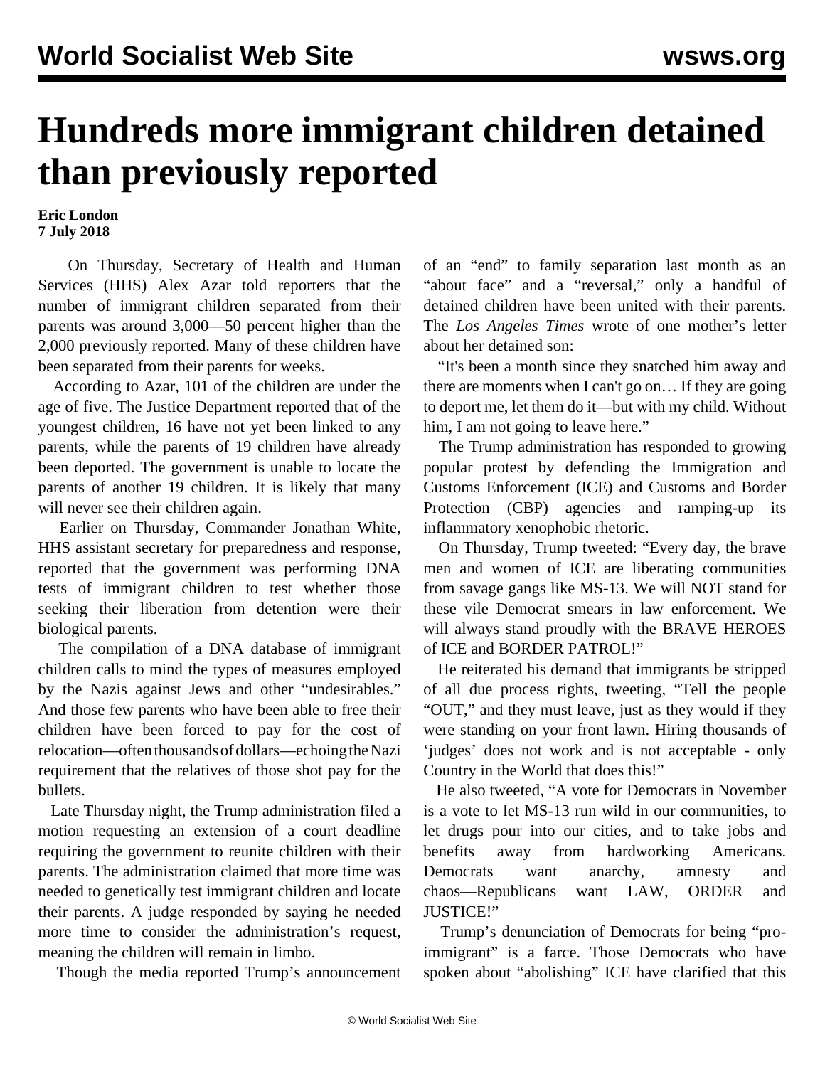# Hundreds more immigrant children detained than previously reported

**Eric London**
**7 July 2018**

On Thursday, Secretary of Health and Human Services (HHS) Alex Azar told reporters that the number of immigrant children separated from their parents was around 3,000—50 percent higher than the 2,000 previously reported. Many of these children have been separated from their parents for weeks.

According to Azar, 101 of the children are under the age of five. The Justice Department reported that of the youngest children, 16 have not yet been linked to any parents, while the parents of 19 children have already been deported. The government is unable to locate the parents of another 19 children. It is likely that many will never see their children again.

Earlier on Thursday, Commander Jonathan White, HHS assistant secretary for preparedness and response, reported that the government was performing DNA tests of immigrant children to test whether those seeking their liberation from detention were their biological parents.

The compilation of a DNA database of immigrant children calls to mind the types of measures employed by the Nazis against Jews and other "undesirables." And those few parents who have been able to free their children have been forced to pay for the cost of relocation—often thousands of dollars—echoing the Nazi requirement that the relatives of those shot pay for the bullets.

Late Thursday night, the Trump administration filed a motion requesting an extension of a court deadline requiring the government to reunite children with their parents. The administration claimed that more time was needed to genetically test immigrant children and locate their parents. A judge responded by saying he needed more time to consider the administration's request, meaning the children will remain in limbo.

Though the media reported Trump's announcement of an "end" to family separation last month as an "about face" and a "reversal," only a handful of detained children have been united with their parents. The *Los Angeles Times* wrote of one mother's letter about her detained son:

"It's been a month since they snatched him away and there are moments when I can't go on… If they are going to deport me, let them do it—but with my child. Without him, I am not going to leave here."

The Trump administration has responded to growing popular protest by defending the Immigration and Customs Enforcement (ICE) and Customs and Border Protection (CBP) agencies and ramping-up its inflammatory xenophobic rhetoric.

On Thursday, Trump tweeted: "Every day, the brave men and women of ICE are liberating communities from savage gangs like MS-13. We will NOT stand for these vile Democrat smears in law enforcement. We will always stand proudly with the BRAVE HEROES of ICE and BORDER PATROL!"

He reiterated his demand that immigrants be stripped of all due process rights, tweeting, "Tell the people "OUT," and they must leave, just as they would if they were standing on your front lawn. Hiring thousands of 'judges' does not work and is not acceptable - only Country in the World that does this!"

He also tweeted, "A vote for Democrats in November is a vote to let MS-13 run wild in our communities, to let drugs pour into our cities, and to take jobs and benefits away from hardworking Americans. Democrats want anarchy, amnesty and chaos—Republicans want LAW, ORDER and JUSTICE!"

Trump's denunciation of Democrats for being "pro-immigrant" is a farce. Those Democrats who have spoken about "abolishing" ICE have clarified that this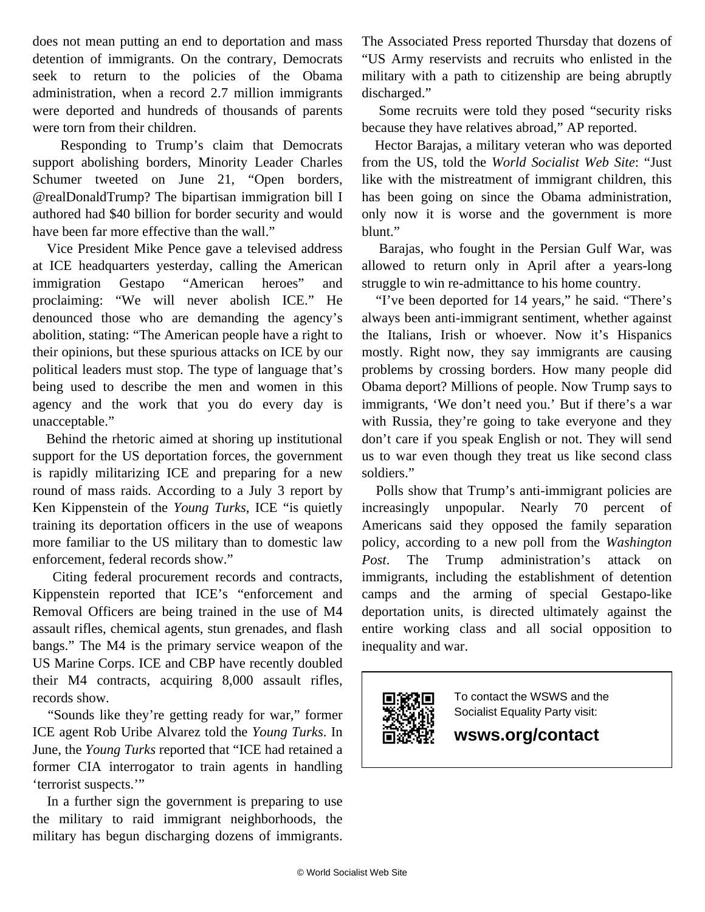does not mean putting an end to deportation and mass detention of immigrants. On the contrary, Democrats seek to return to the policies of the Obama administration, when a record 2.7 million immigrants were deported and hundreds of thousands of parents were torn from their children.

Responding to Trump's claim that Democrats support abolishing borders, Minority Leader Charles Schumer tweeted on June 21, "Open borders, @realDonaldTrump? The bipartisan immigration bill I authored had $40 billion for border security and would have been far more effective than the wall."

Vice President Mike Pence gave a televised address at ICE headquarters yesterday, calling the American immigration Gestapo "American heroes" and proclaiming: "We will never abolish ICE." He denounced those who are demanding the agency's abolition, stating: "The American people have a right to their opinions, but these spurious attacks on ICE by our political leaders must stop. The type of language that's being used to describe the men and women in this agency and the work that you do every day is unacceptable."

Behind the rhetoric aimed at shoring up institutional support for the US deportation forces, the government is rapidly militarizing ICE and preparing for a new round of mass raids. According to a July 3 report by Ken Kippenstein of the *Young Turks*, ICE "is quietly training its deportation officers in the use of weapons more familiar to the US military than to domestic law enforcement, federal records show."

Citing federal procurement records and contracts, Kippenstein reported that ICE's "enforcement and Removal Officers are being trained in the use of M4 assault rifles, chemical agents, stun grenades, and flash bangs." The M4 is the primary service weapon of the US Marine Corps. ICE and CBP have recently doubled their M4 contracts, acquiring 8,000 assault rifles, records show.

"Sounds like they're getting ready for war," former ICE agent Rob Uribe Alvarez told the *Young Turks*. In June, the *Young Turks* reported that "ICE had retained a former CIA interrogator to train agents in handling 'terrorist suspects.'"

In a further sign the government is preparing to use the military to raid immigrant neighborhoods, the military has begun discharging dozens of immigrants. The Associated Press reported Thursday that dozens of "US Army reservists and recruits who enlisted in the military with a path to citizenship are being abruptly discharged."

Some recruits were told they posed "security risks because they have relatives abroad," AP reported.

Hector Barajas, a military veteran who was deported from the US, told the *World Socialist Web Site*: "Just like with the mistreatment of immigrant children, this has been going on since the Obama administration, only now it is worse and the government is more blunt."

Barajas, who fought in the Persian Gulf War, was allowed to return only in April after a years-long struggle to win re-admittance to his home country.

"I've been deported for 14 years," he said. "There's always been anti-immigrant sentiment, whether against the Italians, Irish or whoever. Now it's Hispanics mostly. Right now, they say immigrants are causing problems by crossing borders. How many people did Obama deport? Millions of people. Now Trump says to immigrants, 'We don't need you.' But if there's a war with Russia, they're going to take everyone and they don't care if you speak English or not. They will send us to war even though they treat us like second class soldiers."

Polls show that Trump's anti-immigrant policies are increasingly unpopular. Nearly 70 percent of Americans said they opposed the family separation policy, according to a new poll from the *Washington Post*. The Trump administration's attack on immigrants, including the establishment of detention camps and the arming of special Gestapo-like deportation units, is directed ultimately against the entire working class and all social opposition to inequality and war.

To contact the WSWS and the Socialist Equality Party visit:

**wsws.org/contact**